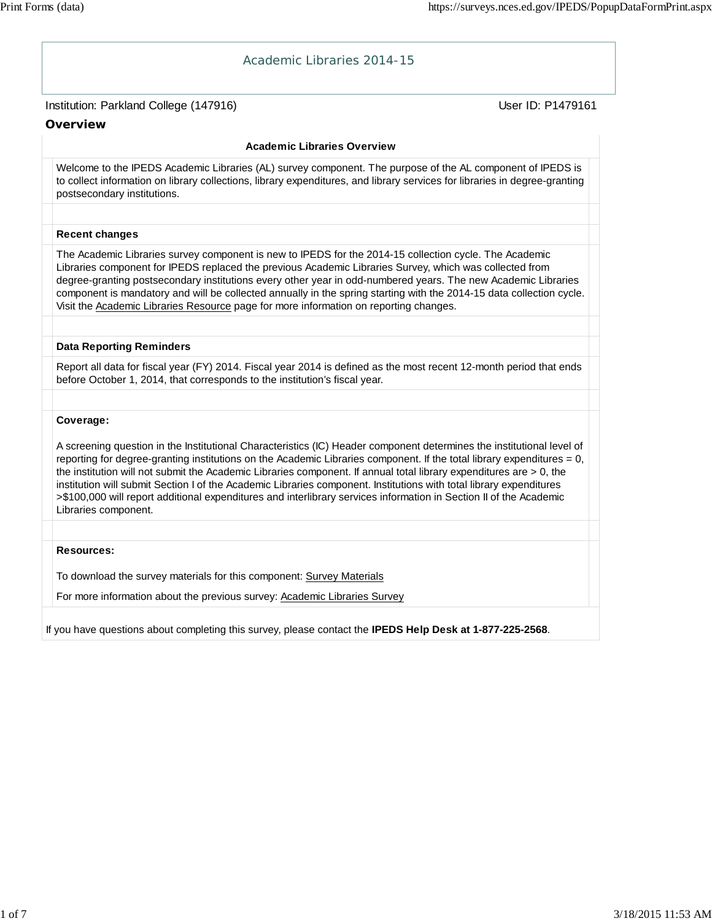# Academic Libraries 2014-15

Institution: Parkland College (147916) User ID: P1479161

## Overview

### Academic Libraries Overview

Welcome to the IPEDS Academic Libraries (AL) survey component. The purpose of the AL component of IPEDS is to collect information on library collections, library expenditures, and library services for libraries in degree-granting postsecondary institutions.

**Recent changes**

The Academic Libraries survey component is new to IPEDS for the 2014-15 collection cycle. The Academic Libraries component for IPEDS replaced the previous Academic Libraries Survey, which was collected from degree-granting postsecondary institutions every other year in odd-numbered years. The new Academic Libraries component is mandatory and will be collected annually in the spring starting with the 2014-15 data collection cycle. Visit the Academic Libraries Resource page for more information on reporting changes.

**Data Reporting Reminders**

Report all data for fiscal year (FY) 2014. Fiscal year 2014 is defined as the most recent 12-month period that ends before October 1, 2014, that corresponds to the institution's fiscal year.

**Coverage:**

A screening question in the Institutional Characteristics (IC) Header component determines the institutional level of reporting for degree-granting institutions on the Academic Libraries component. If the total library expenditures = 0, the institution will not submit the Academic Libraries component. If annual total library expenditures are > 0, the institution will submit Section I of the Academic Libraries component. Institutions with total library expenditures >$100,000 will report additional expenditures and interlibrary services information in Section II of the Academic Libraries component.

**Resources:**

To download the survey materials for this component: Survey Materials

For more information about the previous survey: Academic Libraries Survey

If you have questions about completing this survey, please contact the **IPEDS Help Desk at 1-877-225-2568**.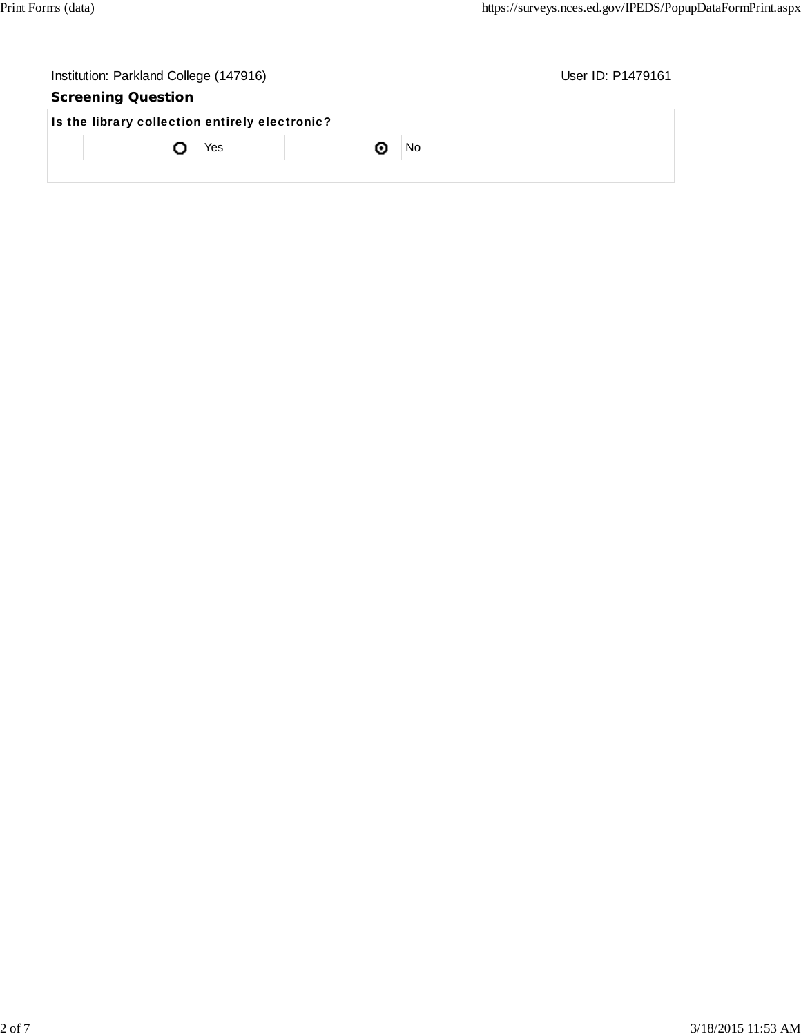Institution: Parkland College (147916) User ID: P1479161

## Screening Question

| Is the library collection entirely electronic? | | | | |
|---|---|---|---|---|
| | ○ | Yes | ◉ | No |
| | | | | |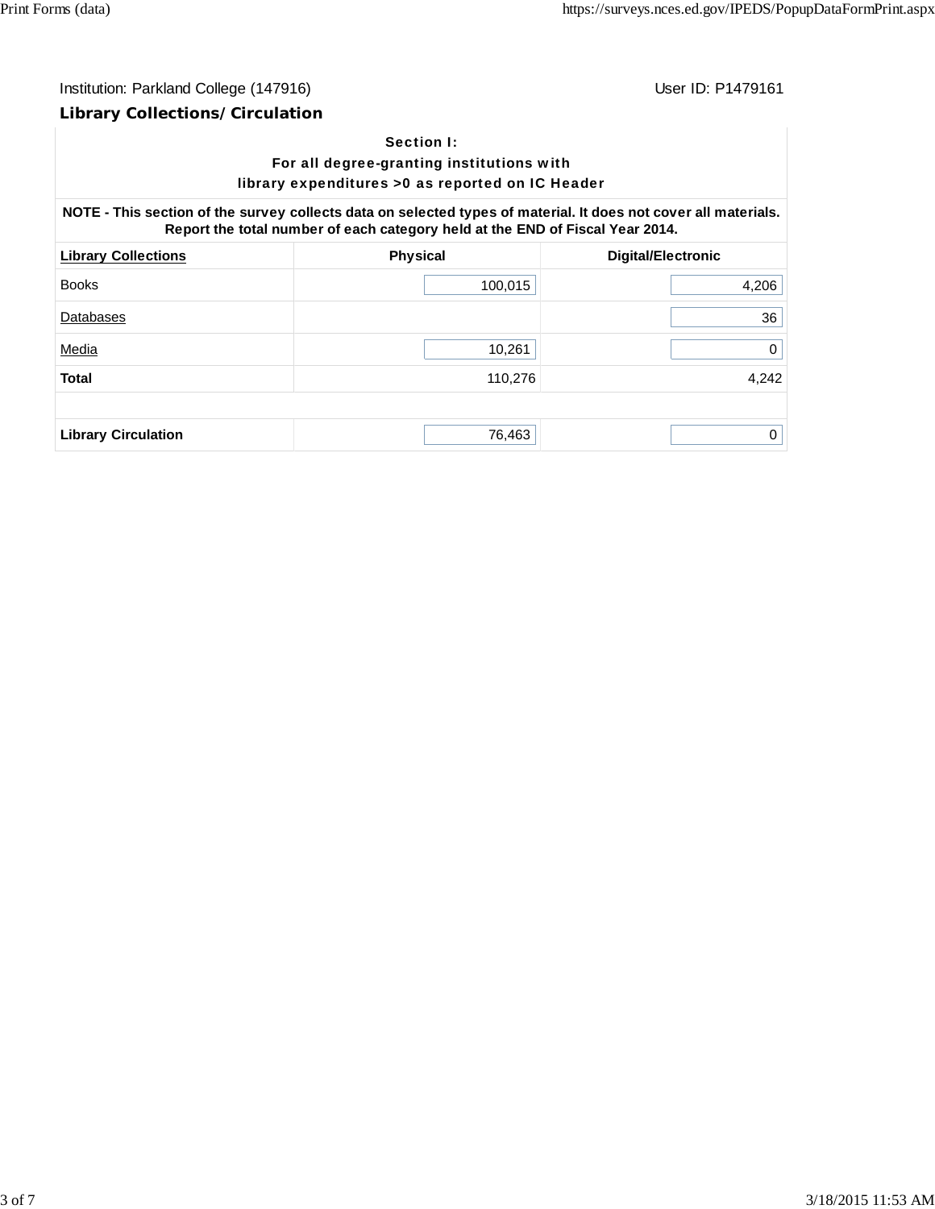Institution: Parkland College (147916)　　　　User ID: P1479161

## Library Collections/Circulation

**Section I:**
**For all degree-granting institutions with library expenditures >0 as reported on IC Header**

**NOTE - This section of the survey collects data on selected types of material. It does not cover all materials. Report the total number of each category held at the END of Fiscal Year 2014.**

| Library Collections | Physical | Digital/Electronic |
|---|---|---|
| Books | 100,015 | 4,206 |
| Databases | | 36 |
| Media | 10,261 | 0 |
| **Total** | 110,276 | 4,242 |
| | | |
| **Library Circulation** | 76,463 | 0 |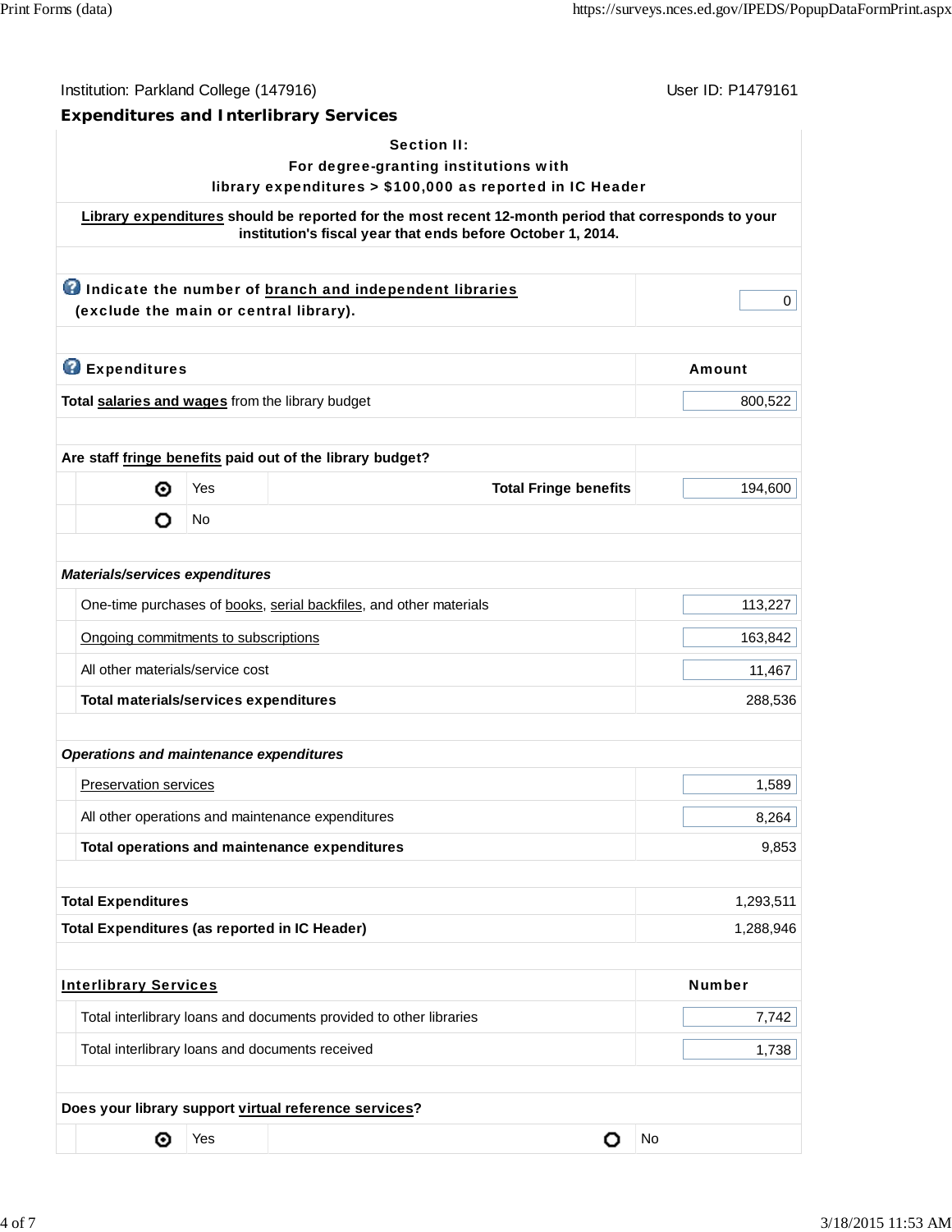Institution: Parkland College (147916)

User ID: P1479161

## Expenditures and Interlibrary Services

**Section II:**
**For degree-granting institutions with library expenditures > $100,000 as reported in IC Header**

**Library expenditures should be reported for the most recent 12-month period that corresponds to your institution's fiscal year that ends before October 1, 2014.**

| | |
|---|---|
| **Indicate the number of branch and independent libraries (exclude the main or central library).** | 0 |

| **Expenditures** | | | **Amount** |
|---|---|---|---|
| **Total salaries and wages** from the library budget | | | 800,522 |
| **Are staff fringe benefits paid out of the library budget?** | | | |
| ⦿ | Yes | **Total Fringe benefits** | 194,600 |
| ○ | No | | |
| ***Materials/services expenditures*** | | | |
| One-time purchases of books, serial backfiles, and other materials | | | 113,227 |
| Ongoing commitments to subscriptions | | | 163,842 |
| All other materials/service cost | | | 11,467 |
| **Total materials/services expenditures** | | | 288,536 |
| ***Operations and maintenance expenditures*** | | | |
| Preservation services | | | 1,589 |
| All other operations and maintenance expenditures | | | 8,264 |
| **Total operations and maintenance expenditures** | | | 9,853 |
| **Total Expenditures** | | | 1,293,511 |
| **Total Expenditures (as reported in IC Header)** | | | 1,288,946 |

| **Interlibrary Services** | **Number** |
|---|---|
| Total interlibrary loans and documents provided to other libraries | 7,742 |
| Total interlibrary loans and documents received | 1,738 |

**Does your library support virtual reference services?**

⦿ Yes ○ No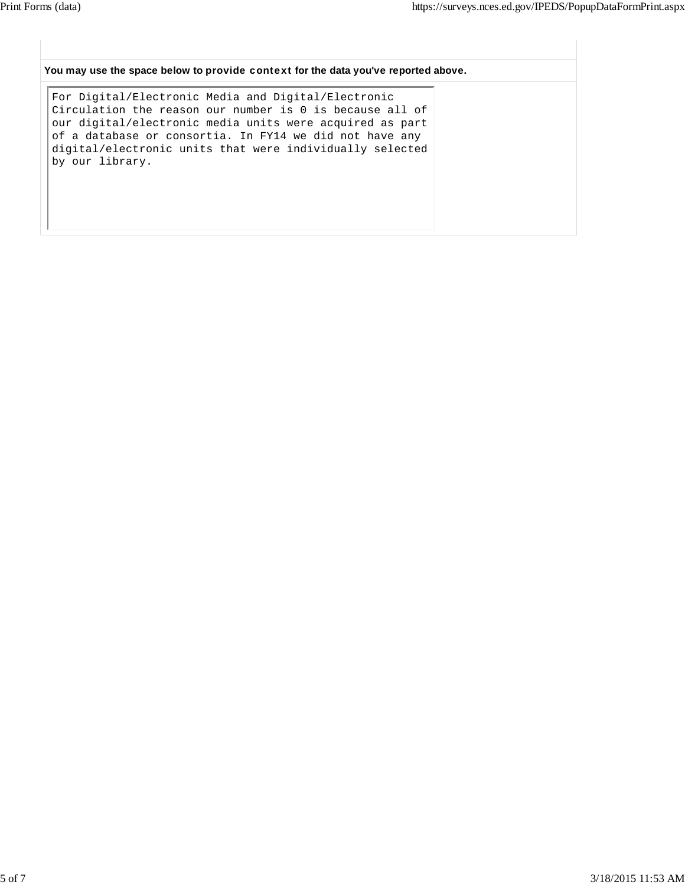**You may use the space below to provide context for the data you've reported above.**

For Digital/Electronic Media and Digital/Electronic Circulation the reason our number is 0 is because all of our digital/electronic media units were acquired as part of a database or consortia. In FY14 we did not have any digital/electronic units that were individually selected by our library.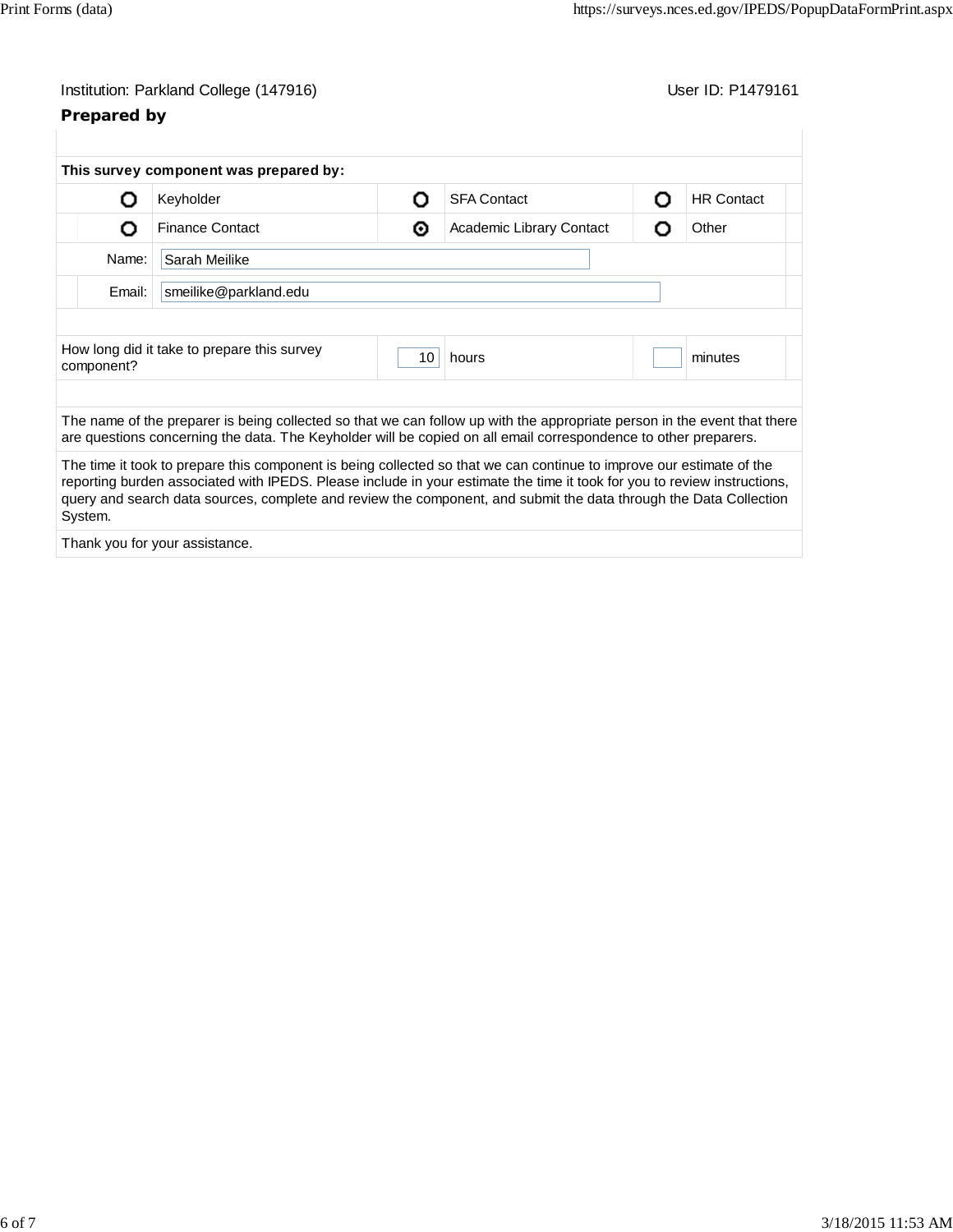Institution: Parkland College (147916)

User ID: P1479161

**Prepared by**

**This survey component was prepared by:**

| | | | | | |
|---|---|---|---|---|---|
| ○ | Keyholder | ○ | SFA Contact | ○ | HR Contact |
| ○ | Finance Contact | ⦿ | Academic Library Contact | ○ | Other |

Name: Sarah Meilike

Email: smeilike@parkland.edu

| How long did it take to prepare this survey component? | 10 | hours | | minutes |
|---|---|---|---|---|

The name of the preparer is being collected so that we can follow up with the appropriate person in the event that there are questions concerning the data. The Keyholder will be copied on all email correspondence to other preparers.

The time it took to prepare this component is being collected so that we can continue to improve our estimate of the reporting burden associated with IPEDS. Please include in your estimate the time it took for you to review instructions, query and search data sources, complete and review the component, and submit the data through the Data Collection System.

Thank you for your assistance.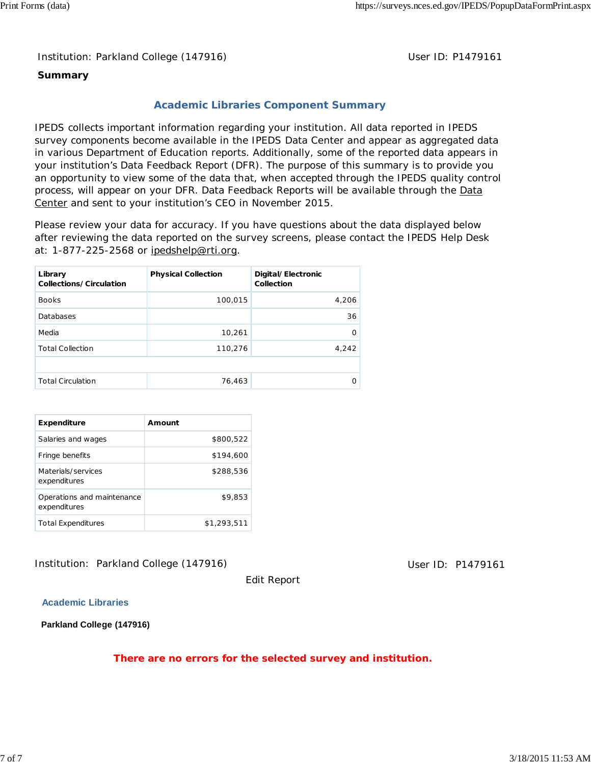Institution: Parkland College (147916) User ID: P1479161

**Summary**

## Academic Libraries Component Summary

IPEDS collects important information regarding your institution. All data reported in IPEDS survey components become available in the IPEDS Data Center and appear as aggregated data in various Department of Education reports. Additionally, some of the reported data appears in your institution's Data Feedback Report (DFR). The purpose of this summary is to provide you an opportunity to view some of the data that, when accepted through the IPEDS quality control process, will appear on your DFR. Data Feedback Reports will be available through the Data Center and sent to your institution's CEO in November 2015.

Please review your data for accuracy. If you have questions about the data displayed below after reviewing the data reported on the survey screens, please contact the IPEDS Help Desk at: 1-877-225-2568 or ipedshelp@rti.org.

| Library Collections/Circulation | Physical Collection | Digital/Electronic Collection |
|---|---|---|
| Books | 100,015 | 4,206 |
| Databases | | 36 |
| Media | 10,261 | 0 |
| Total Collection | 110,276 | 4,242 |
| | | |
| Total Circulation | 76,463 | 0 |

| Expenditure | Amount |
|---|---|
| Salaries and wages | $800,522 |
| Fringe benefits | $194,600 |
| Materials/services expenditures | $288,536 |
| Operations and maintenance expenditures | $9,853 |
| Total Expenditures | $1,293,511 |

Institution: Parkland College (147916) User ID: P1479161

Edit Report

### Academic Libraries

**Parkland College (147916)**

**There are no errors for the selected survey and institution.**